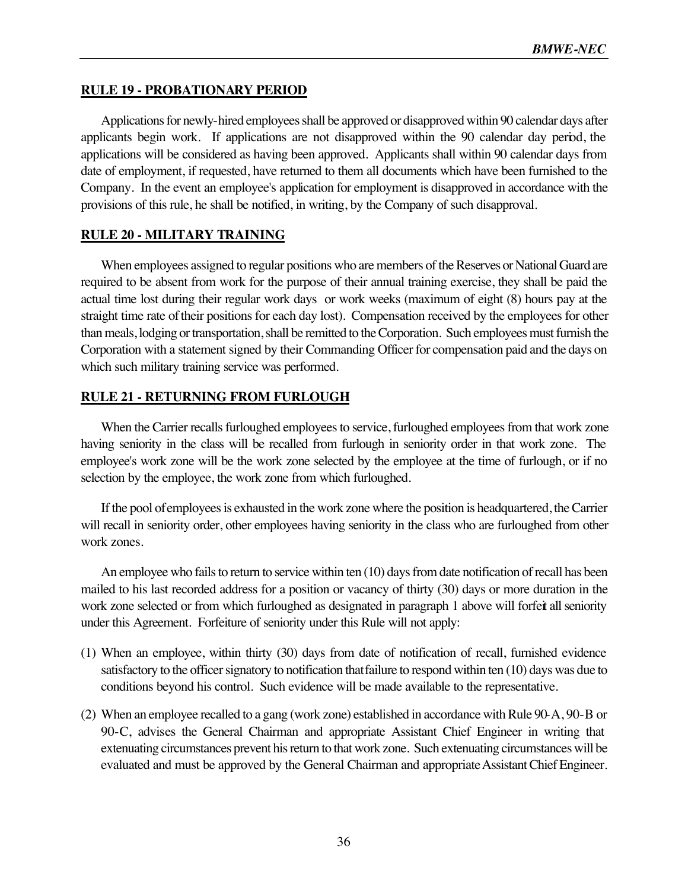**RULE 19 - PROBATIONARY PERIOD**

Applications for newly-hired employees shall be approved or disapproved within 90 calendar days after applicants begin work. If applications are not disapproved within the 90 calendar day period, the applications will be considered as having been approved. Applicants shall within 90 calendar days from date of employment, if requested, have returned to them all documents which have been furnished to the Company. In the event an employee's application for employment is disapproved in accordance with the provisions of this rule, he shall be notified, in writing, by the Company of such disapproval.

**RULE 20 - MILITARY TRAINING**

When employees assigned to regular positions who are members of the Reserves or National Guard are required to be absent from work for the purpose of their annual training exercise, they shall be paid the actual time lost during their regular work days or work weeks (maximum of eight (8) hours pay at the straight time rate of their positions for each day lost). Compensation received by the employees for other than meals, lodging or transportation, shall be remitted to the Corporation. Such employees must furnish the Corporation with a statement signed by their Commanding Officer for compensation paid and the days on which such military training service was performed.

**RULE 21 - RETURNING FROM FURLOUGH**

When the Carrier recalls furloughed employees to service, furloughed employees from that work zone having seniority in the class will be recalled from furlough in seniority order in that work zone. The employee's work zone will be the work zone selected by the employee at the time of furlough, or if no selection by the employee, the work zone from which furloughed.

If the pool of employees is exhausted in the work zone where the position is headquartered, the Carrier will recall in seniority order, other employees having seniority in the class who are furloughed from other work zones.

An employee who fails to return to service within ten (10) days from date notification of recall has been mailed to his last recorded address for a position or vacancy of thirty (30) days or more duration in the work zone selected or from which furloughed as designated in paragraph 1 above will forfeit all seniority under this Agreement. Forfeiture of seniority under this Rule will not apply:

(1) When an employee, within thirty (30) days from date of notification of recall, furnished evidence satisfactory to the officer signatory to notification that failure to respond within ten (10) days was due to conditions beyond his control. Such evidence will be made available to the representative.

(2) When an employee recalled to a gang (work zone) established in accordance with Rule 90-A, 90-B or 90-C, advises the General Chairman and appropriate Assistant Chief Engineer in writing that extenuating circumstances prevent his return to that work zone. Such extenuating circumstances will be evaluated and must be approved by the General Chairman and appropriate Assistant Chief Engineer.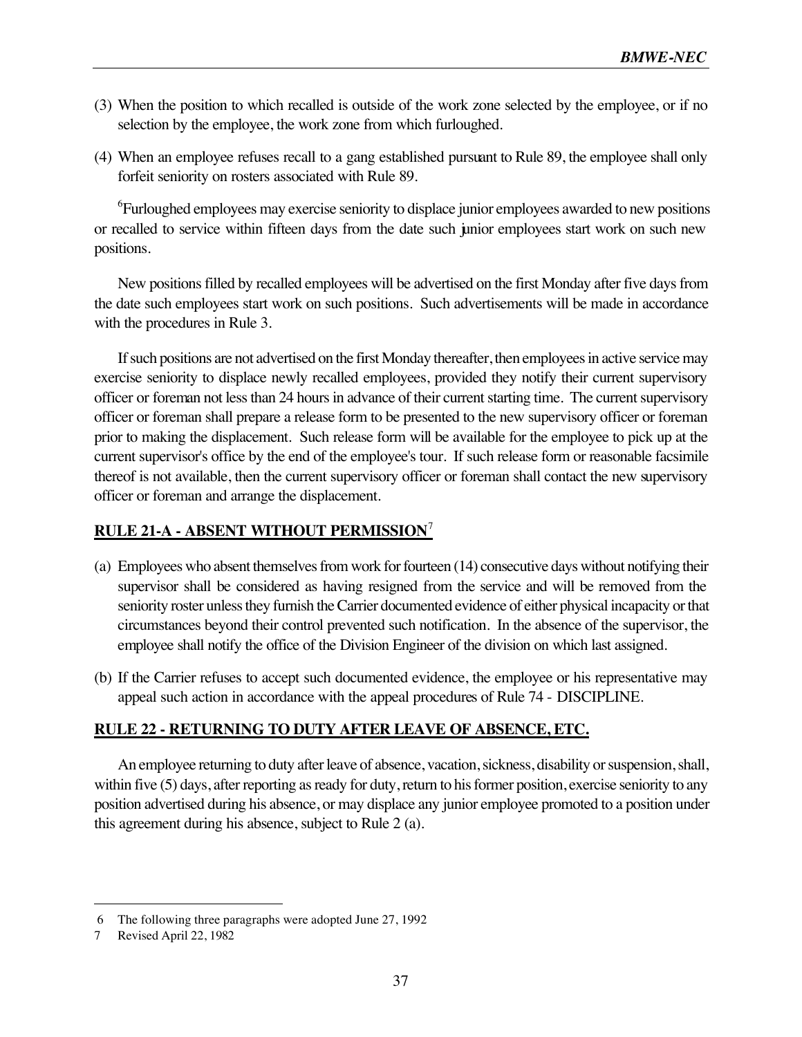(3) When the position to which recalled is outside of the work zone selected by the employee, or if no selection by the employee, the work zone from which furloughed.

(4) When an employee refuses recall to a gang established pursuant to Rule 89, the employee shall only forfeit seniority on rosters associated with Rule 89.

[6]Furloughed employees may exercise seniority to displace junior employees awarded to new positions or recalled to service within fifteen days from the date such junior employees start work on such new positions.

New positions filled by recalled employees will be advertised on the first Monday after five days from the date such employees start work on such positions. Such advertisements will be made in accordance with the procedures in Rule 3.

If such positions are not advertised on the first Monday thereafter, then employees in active service may exercise seniority to displace newly recalled employees, provided they notify their current supervisory officer or foreman not less than 24 hours in advance of their current starting time. The current supervisory officer or foreman shall prepare a release form to be presented to the new supervisory officer or foreman prior to making the displacement. Such release form will be available for the employee to pick up at the current supervisor's office by the end of the employee's tour. If such release form or reasonable facsimile thereof is not available, then the current supervisory officer or foreman shall contact the new supervisory officer or foreman and arrange the displacement.

## RULE 21-A - ABSENT WITHOUT PERMISSION[7]

(a) Employees who absent themselves from work for fourteen (14) consecutive days without notifying their supervisor shall be considered as having resigned from the service and will be removed from the seniority roster unless they furnish the Carrier documented evidence of either physical incapacity or that circumstances beyond their control prevented such notification. In the absence of the supervisor, the employee shall notify the office of the Division Engineer of the division on which last assigned.

(b) If the Carrier refuses to accept such documented evidence, the employee or his representative may appeal such action in accordance with the appeal procedures of Rule 74 - DISCIPLINE.

## RULE 22 - RETURNING TO DUTY AFTER LEAVE OF ABSENCE, ETC.

An employee returning to duty after leave of absence, vacation, sickness, disability or suspension, shall, within five (5) days, after reporting as ready for duty, return to his former position, exercise seniority to any position advertised during his absence, or may displace any junior employee promoted to a position under this agreement during his absence, subject to Rule 2 (a).

---

6 The following three paragraphs were adopted June 27, 1992

7 Revised April 22, 1982